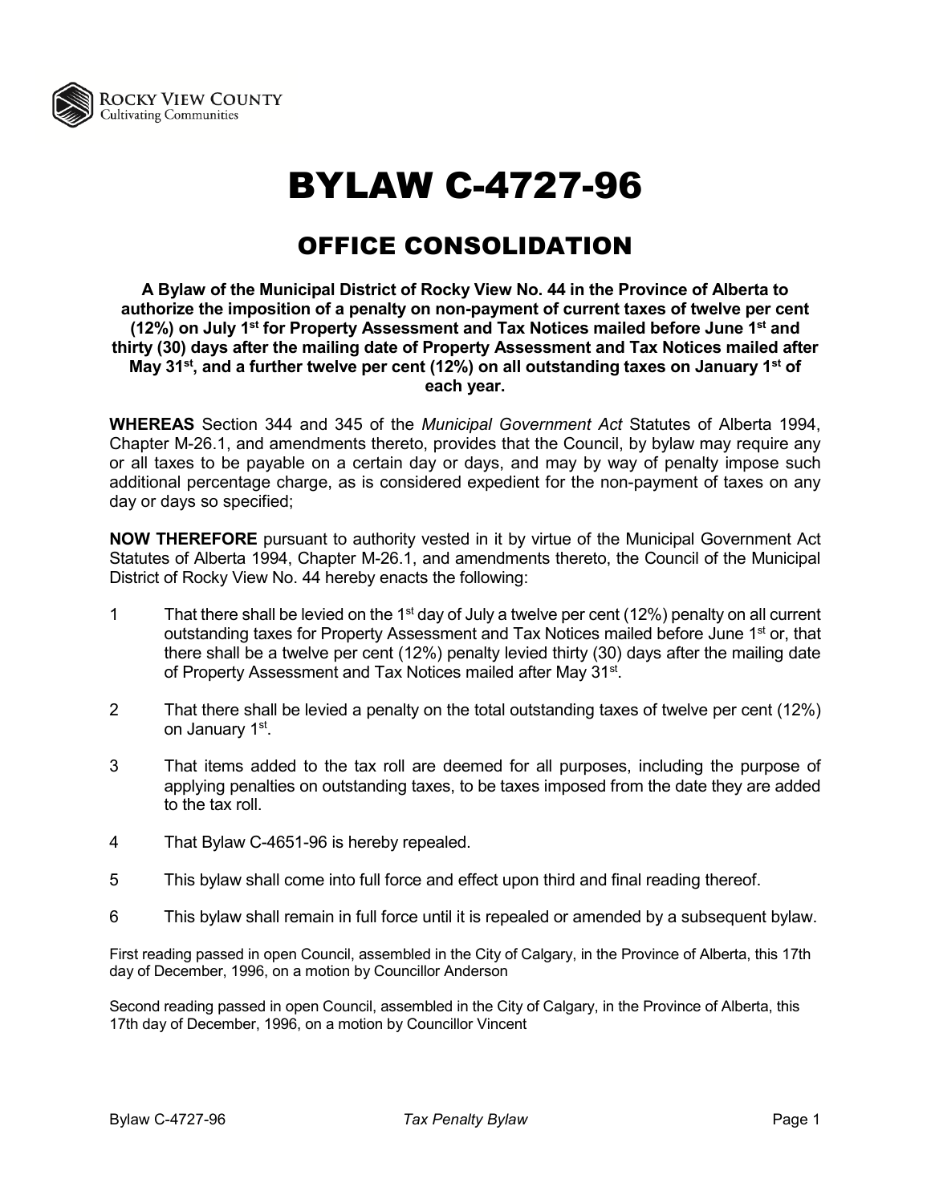# BYLAW C-4727-96

## OFFICE CONSOLIDATION

**A Bylaw of the Municipal District of Rocky View No. 44 in the Province of Alberta to authorize the imposition of a penalty on non-payment of current taxes of twelve per cent (12%) on July 1st for Property Assessment and Tax Notices mailed before June 1st and thirty (30) days after the mailing date of Property Assessment and Tax Notices mailed after May 31st, and a further twelve per cent (12%) on all outstanding taxes on January 1st of each year.**

**WHEREAS** Section 344 and 345 of the *Municipal Government Act* Statutes of Alberta 1994, Chapter M-26.1, and amendments thereto, provides that the Council, by bylaw may require any or all taxes to be payable on a certain day or days, and may by way of penalty impose such additional percentage charge, as is considered expedient for the non-payment of taxes on any day or days so specified;

**NOW THEREFORE** pursuant to authority vested in it by virtue of the Municipal Government Act Statutes of Alberta 1994, Chapter M-26.1, and amendments thereto, the Council of the Municipal District of Rocky View No. 44 hereby enacts the following:

1. That there shall be levied on the 1st day of July a twelve per cent (12%) penalty on all current outstanding taxes for Property Assessment and Tax Notices mailed before June 1st or, that there shall be a twelve per cent (12%) penalty levied thirty (30) days after the mailing date of Property Assessment and Tax Notices mailed after May 31st.

2. That there shall be levied a penalty on the total outstanding taxes of twelve per cent (12%) on January 1st.

3. That items added to the tax roll are deemed for all purposes, including the purpose of applying penalties on outstanding taxes, to be taxes imposed from the date they are added to the tax roll.

4. That Bylaw C-4651-96 is hereby repealed.

5. This bylaw shall come into full force and effect upon third and final reading thereof.

6. This bylaw shall remain in full force until it is repealed or amended by a subsequent bylaw.

First reading passed in open Council, assembled in the City of Calgary, in the Province of Alberta, this 17th day of December, 1996, on a motion by Councillor Anderson

Second reading passed in open Council, assembled in the City of Calgary, in the Province of Alberta, this 17th day of December, 1996, on a motion by Councillor Vincent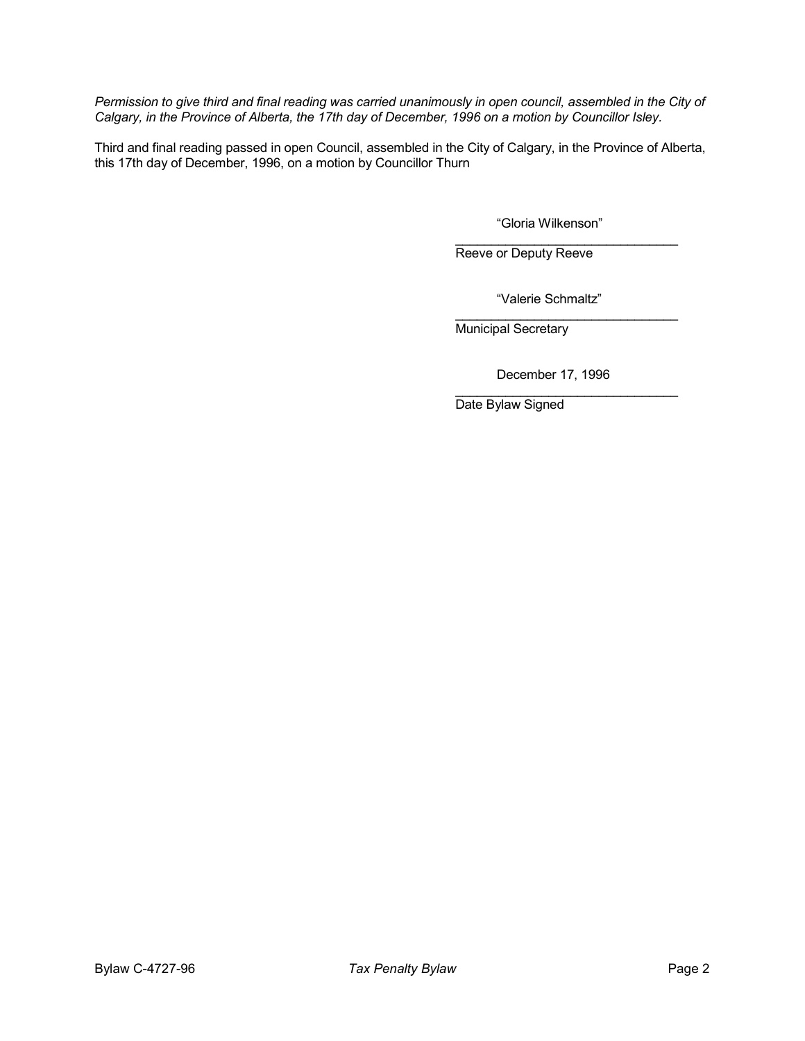*Permission to give third and final reading was carried unanimously in open council, assembled in the City of Calgary, in the Province of Alberta, the 17th day of December, 1996 on a motion by Councillor Isley.*

Third and final reading passed in open Council, assembled in the City of Calgary, in the Province of Alberta, this 17th day of December, 1996, on a motion by Councillor Thurn

"Gloria Wilkenson"
_______________________________
Reeve or Deputy Reeve

"Valerie Schmaltz"
_______________________________
Municipal Secretary

December 17, 1996
_______________________________
Date Bylaw Signed